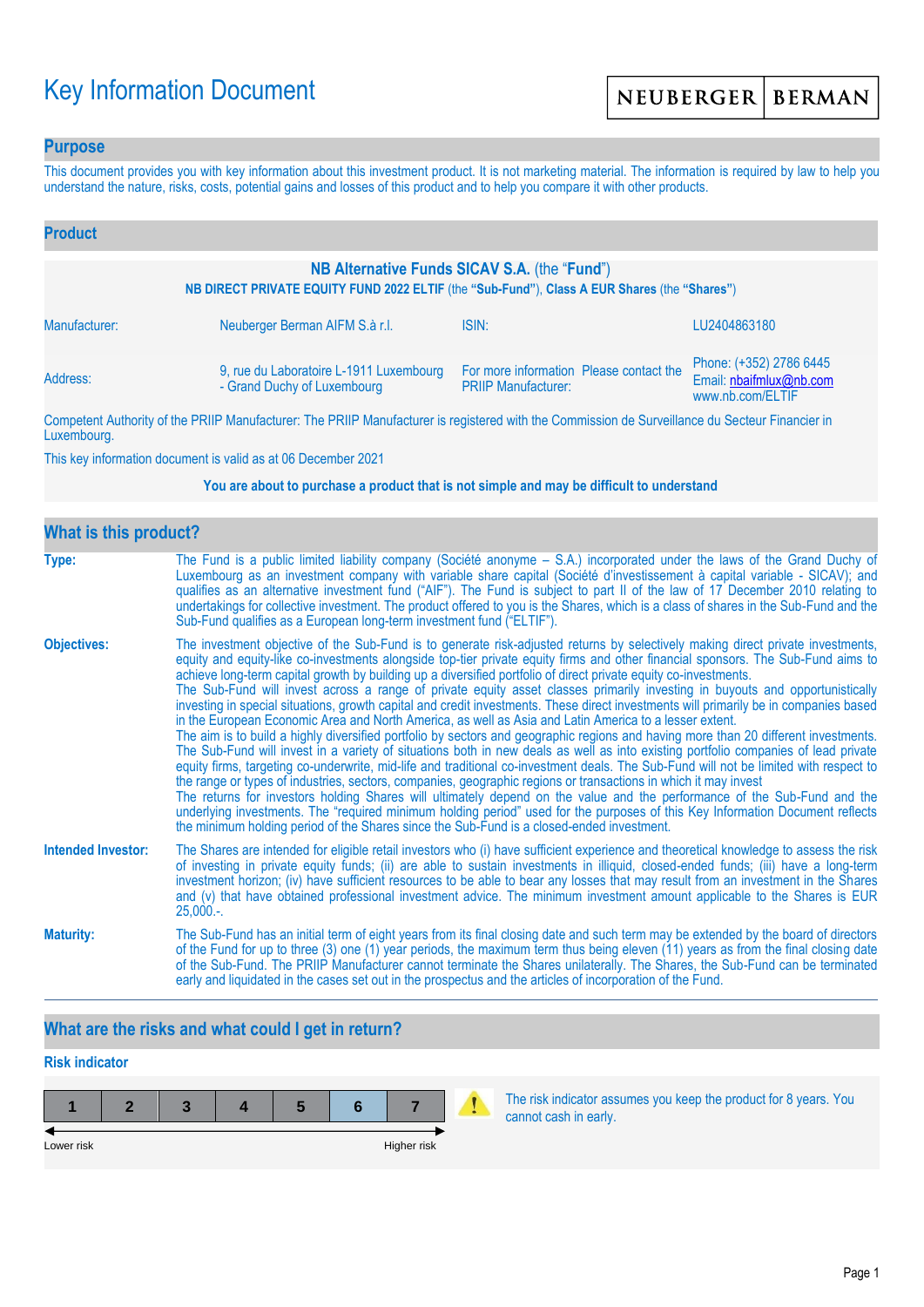# Key Information Document

NEUBERGER | BERMAN

## Purpose

This document provides you with key information about this investment product. It is not marketing material. The information is required by law to help you understand the nature, risks, costs, potential gains and losses of this product and to help you compare it with other products.

## Product

**NB Alternative Funds SICAV S.A.** (the "**Fund**")

**NB DIRECT PRIVATE EQUITY FUND 2022 ELTIF** (the **"Sub-Fund"**), **Class A EUR Shares** (the **"Shares"**)

| | | | |
|---|---|---|---|
| Manufacturer: | Neuberger Berman AIFM S.à r.l. | ISIN: | LU2404863180 |
| Address: | 9, rue du Laboratoire L-1911 Luxembourg - Grand Duchy of Luxembourg | For more information Please contact the PRIIP Manufacturer: | Phone: (+352) 2786 6445<br>Email: nbaifmlux@nb.com<br>www.nb.com/ELTIF |

Competent Authority of the PRIIP Manufacturer: The PRIIP Manufacturer is registered with the Commission de Surveillance du Secteur Financier in Luxembourg.

This key information document is valid as at 06 December 2021

**You are about to purchase a product that is not simple and may be difficult to understand**

## What is this product?

**Type:** The Fund is a public limited liability company (Société anonyme – S.A.) incorporated under the laws of the Grand Duchy of Luxembourg as an investment company with variable share capital (Société d'investissement à capital variable - SICAV); and qualifies as an alternative investment fund ("AIF"). The Fund is subject to part II of the law of 17 December 2010 relating to undertakings for collective investment. The product offered to you is the Shares, which is a class of shares in the Sub-Fund and the Sub-Fund qualifies as a European long-term investment fund ("ELTIF").

**Objectives:** The investment objective of the Sub-Fund is to generate risk-adjusted returns by selectively making direct private investments, equity and equity-like co-investments alongside top-tier private equity firms and other financial sponsors. The Sub-Fund aims to achieve long-term capital growth by building up a diversified portfolio of direct private equity co-investments.
The Sub-Fund will invest across a range of private equity asset classes primarily investing in buyouts and opportunistically investing in special situations, growth capital and credit investments. These direct investments will primarily be in companies based in the European Economic Area and North America, as well as Asia and Latin America to a lesser extent.
The aim is to build a highly diversified portfolio by sectors and geographic regions and having more than 20 different investments. The Sub-Fund will invest in a variety of situations both in new deals as well as into existing portfolio companies of lead private equity firms, targeting co-underwrite, mid-life and traditional co-investment deals. The Sub-Fund will not be limited with respect to the range or types of industries, sectors, companies, geographic regions or transactions in which it may invest
The returns for investors holding Shares will ultimately depend on the value and the performance of the Sub-Fund and the underlying investments. The "required minimum holding period" used for the purposes of this Key Information Document reflects the minimum holding period of the Shares since the Sub-Fund is a closed-ended investment.

**Intended Investor:** The Shares are intended for eligible retail investors who (i) have sufficient experience and theoretical knowledge to assess the risk of investing in private equity funds; (ii) are able to sustain investments in illiquid, closed-ended funds; (iii) have a long-term investment horizon; (iv) have sufficient resources to be able to bear any losses that may result from an investment in the Shares and (v) that have obtained professional investment advice. The minimum investment amount applicable to the Shares is EUR 25,000.-.

**Maturity:** The Sub-Fund has an initial term of eight years from its final closing date and such term may be extended by the board of directors of the Fund for up to three (3) one (1) year periods, the maximum term thus being eleven (11) years as from the final closing date of the Sub-Fund. The PRIIP Manufacturer cannot terminate the Shares unilaterally. The Shares, the Sub-Fund can be terminated early and liquidated in the cases set out in the prospectus and the articles of incorporation of the Fund.

## What are the risks and what could I get in return?

### Risk indicator

| 1 | 2 | 3 | 4 | 5 | **6** | 7 |
|---|---|---|---|---|---|---|

Lower risk ← → Higher risk

The risk indicator assumes you keep the product for 8 years. You cannot cash in early.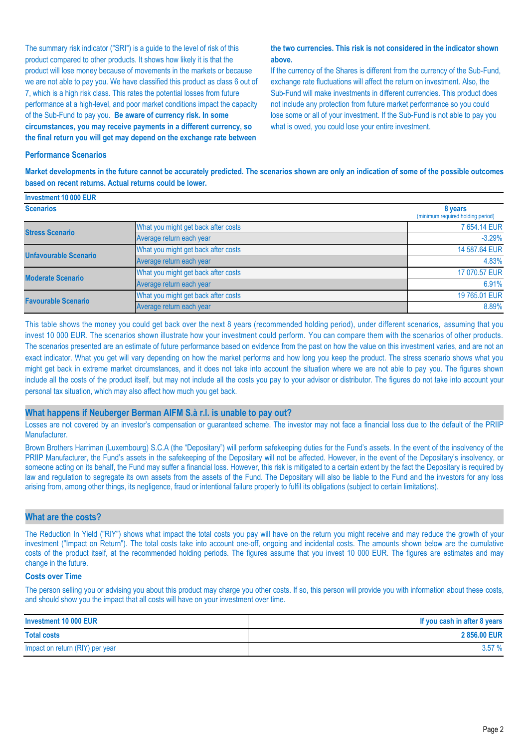The summary risk indicator ("SRI") is a guide to the level of risk of this product compared to other products. It shows how likely it is that the product will lose money because of movements in the markets or because we are not able to pay you. We have classified this product as class 6 out of 7, which is a high risk class. This rates the potential losses from future performance at a high-level, and poor market conditions impact the capacity of the Sub-Fund to pay you. **Be aware of currency risk. In some circumstances, you may receive payments in a different currency, so the final return you will get may depend on the exchange rate between the two currencies. This risk is not considered in the indicator shown above.**

If the currency of the Shares is different from the currency of the Sub-Fund, exchange rate fluctuations will affect the return on investment. Also, the Sub-Fund will make investments in different currencies. This product does not include any protection from future market performance so you could lose some or all of your investment. If the Sub-Fund is not able to pay you what is owed, you could lose your entire investment.

### Performance Scenarios

**Market developments in the future cannot be accurately predicted. The scenarios shown are only an indication of some of the possible outcomes based on recent returns. Actual returns could be lower.**

| **Investment 10 000 EUR** | | |
|---|---|---|
| **Scenarios** | | **8 years** (minimum required holding period) |
| **Stress Scenario** | What you might get back after costs | 7 654.14 EUR |
| | Average return each year | -3.29% |
| **Unfavourable Scenario** | What you might get back after costs | 14 587.64 EUR |
| | Average return each year | 4.83% |
| **Moderate Scenario** | What you might get back after costs | 17 070.57 EUR |
| | Average return each year | 6.91% |
| **Favourable Scenario** | What you might get back after costs | 19 765.01 EUR |
| | Average return each year | 8.89% |

This table shows the money you could get back over the next 8 years (recommended holding period), under different scenarios, assuming that you invest 10 000 EUR. The scenarios shown illustrate how your investment could perform. You can compare them with the scenarios of other products. The scenarios presented are an estimate of future performance based on evidence from the past on how the value on this investment varies, and are not an exact indicator. What you get will vary depending on how the market performs and how long you keep the product. The stress scenario shows what you might get back in extreme market circumstances, and it does not take into account the situation where we are not able to pay you. The figures shown include all the costs of the product itself, but may not include all the costs you pay to your advisor or distributor. The figures do not take into account your personal tax situation, which may also affect how much you get back.

## What happens if Neuberger Berman AIFM S.à r.l. is unable to pay out?

Losses are not covered by an investor's compensation or guaranteed scheme. The investor may not face a financial loss due to the default of the PRIIP Manufacturer.

Brown Brothers Harriman (Luxembourg) S.C.A (the "Depositary") will perform safekeeping duties for the Fund's assets. In the event of the insolvency of the PRIIP Manufacturer, the Fund's assets in the safekeeping of the Depositary will not be affected. However, in the event of the Depositary's insolvency, or someone acting on its behalf, the Fund may suffer a financial loss. However, this risk is mitigated to a certain extent by the fact the Depositary is required by law and regulation to segregate its own assets from the assets of the Fund. The Depositary will also be liable to the Fund and the investors for any loss arising from, among other things, its negligence, fraud or intentional failure properly to fulfil its obligations (subject to certain limitations).

## What are the costs?

The Reduction In Yield ("RIY") shows what impact the total costs you pay will have on the return you might receive and may reduce the growth of your investment ("Impact on Return"). The total costs take into account one-off, ongoing and incidental costs. The amounts shown below are the cumulative costs of the product itself, at the recommended holding periods. The figures assume that you invest 10 000 EUR. The figures are estimates and may change in the future.

### Costs over Time

The person selling you or advising you about this product may charge you other costs. If so, this person will provide you with information about these costs, and should show you the impact that all costs will have on your investment over time.

| **Investment 10 000 EUR** | **If you cash in after 8 years** |
|---|---|
| **Total costs** | **2 856.00 EUR** |
| Impact on return (RIY) per year | 3.57 % |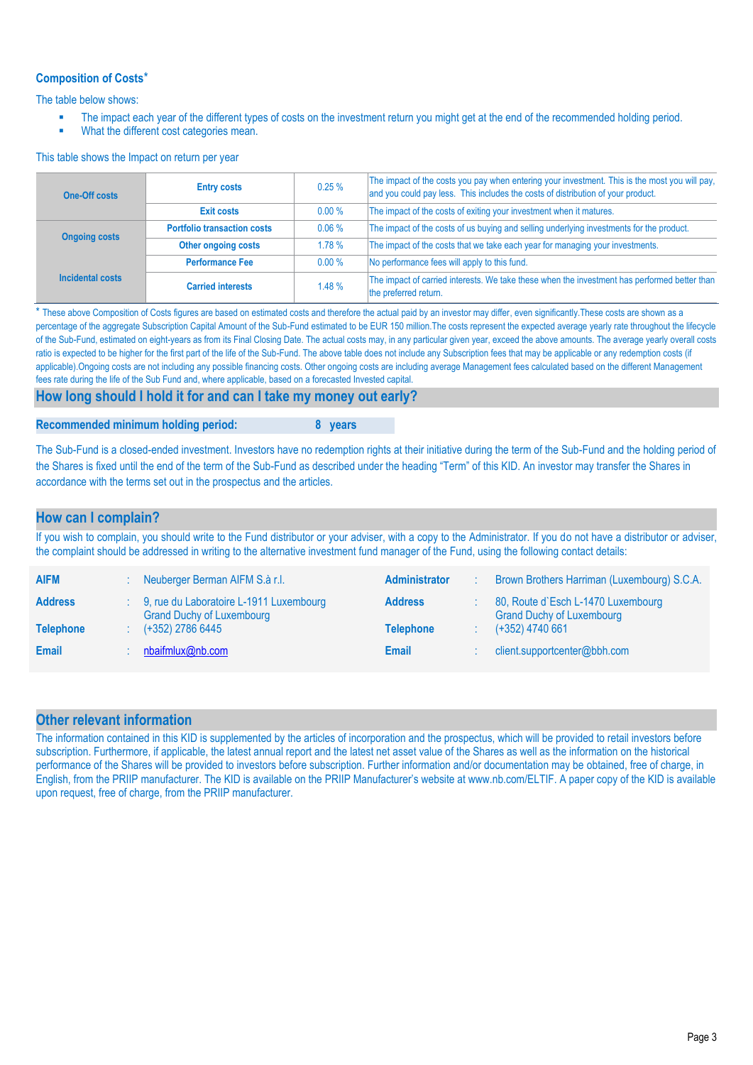### Composition of Costs*

The table below shows:

- The impact each year of the different types of costs on the investment return you might get at the end of the recommended holding period.
- What the different cost categories mean.

This table shows the Impact on return per year

| | | | |
|---|---|---|---|
| **One-Off costs** | **Entry costs** | 0.25 % | The impact of the costs you pay when entering your investment. This is the most you will pay, and you could pay less. This includes the costs of distribution of your product. |
| | **Exit costs** | 0.00 % | The impact of the costs of exiting your investment when it matures. |
| **Ongoing costs** | **Portfolio transaction costs** | 0.06 % | The impact of the costs of us buying and selling underlying investments for the product. |
| | **Other ongoing costs** | 1.78 % | The impact of the costs that we take each year for managing your investments. |
| **Incidental costs** | **Performance Fee** | 0.00 % | No performance fees will apply to this fund. |
| | **Carried interests** | 1.48 % | The impact of carried interests. We take these when the investment has performed better than the preferred return. |

* These above Composition of Costs figures are based on estimated costs and therefore the actual paid by an investor may differ, even significantly.These costs are shown as a percentage of the aggregate Subscription Capital Amount of the Sub-Fund estimated to be EUR 150 million.The costs represent the expected average yearly rate throughout the lifecycle of the Sub-Fund, estimated on eight-years as from its Final Closing Date. The actual costs may, in any particular given year, exceed the above amounts. The average yearly overall costs ratio is expected to be higher for the first part of the life of the Sub-Fund. The above table does not include any Subscription fees that may be applicable or any redemption costs (if applicable).Ongoing costs are not including any possible financing costs. Other ongoing costs are including average Management fees calculated based on the different Management fees rate during the life of the Sub Fund and, where applicable, based on a forecasted Invested capital.

## How long should I hold it for and can I take my money out early?

**Recommended minimum holding period: 8 years**

The Sub-Fund is a closed-ended investment. Investors have no redemption rights at their initiative during the term of the Sub-Fund and the holding period of the Shares is fixed until the end of the term of the Sub-Fund as described under the heading "Term" of this KID. An investor may transfer the Shares in accordance with the terms set out in the prospectus and the articles.

## How can I complain?

If you wish to complain, you should write to the Fund distributor or your adviser, with a copy to the Administrator. If you do not have a distributor or adviser, the complaint should be addressed in writing to the alternative investment fund manager of the Fund, using the following contact details:

**AIFM** : Neuberger Berman AIFM S.à r.l.
**Address** : 9, rue du Laboratoire L-1911 Luxembourg Grand Duchy of Luxembourg
**Telephone** : (+352) 2786 6445
**Email** : nbaifmlux@nb.com

**Administrator** : Brown Brothers Harriman (Luxembourg) S.C.A.
**Address** : 80, Route d`Esch L-1470 Luxembourg Grand Duchy of Luxembourg
**Telephone** : (+352) 4740 661
**Email** : client.supportcenter@bbh.com

## Other relevant information

The information contained in this KID is supplemented by the articles of incorporation and the prospectus, which will be provided to retail investors before subscription. Furthermore, if applicable, the latest annual report and the latest net asset value of the Shares as well as the information on the historical performance of the Shares will be provided to investors before subscription. Further information and/or documentation may be obtained, free of charge, in English, from the PRIIP manufacturer. The KID is available on the PRIIP Manufacturer's website at www.nb.com/ELTIF. A paper copy of the KID is available upon request, free of charge, from the PRIIP manufacturer.